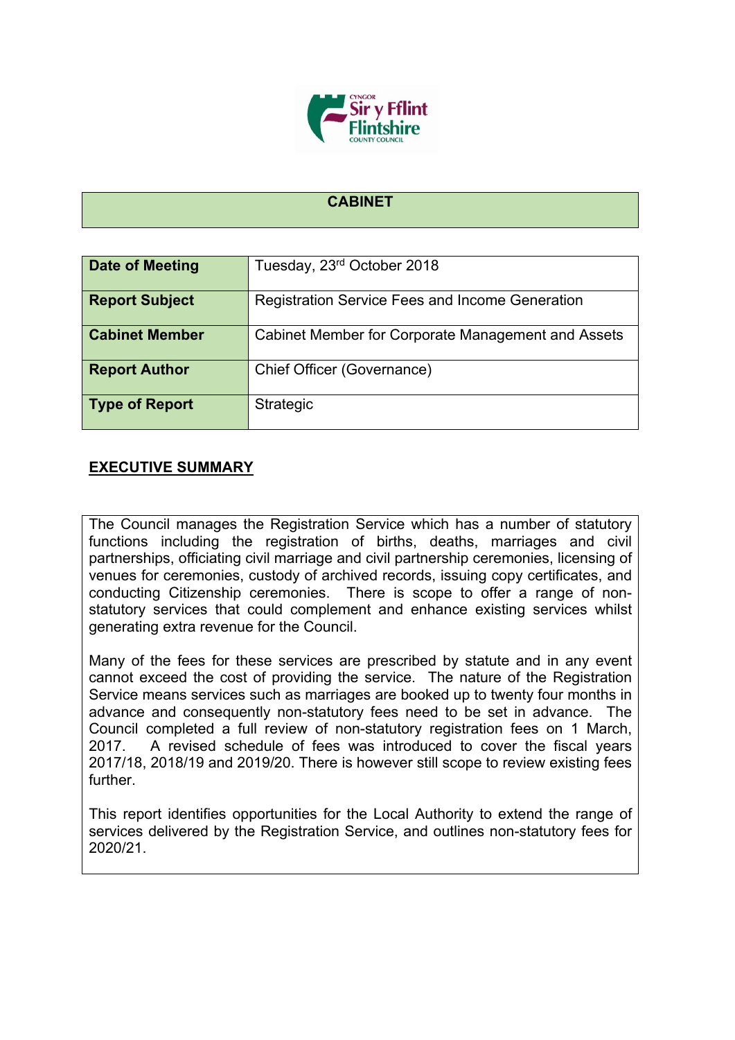# CABINET

| Date of Meeting | Tuesday, 23rd October 2018 |
| --- | --- |
| Report Subject | Registration Service Fees and Income Generation |
| Cabinet Member | Cabinet Member for Corporate Management and Assets |
| Report Author | Chief Officer (Governance) |
| Type of Report | Strategic |

## EXECUTIVE SUMMARY

The Council manages the Registration Service which has a number of statutory functions including the registration of births, deaths, marriages and civil partnerships, officiating civil marriage and civil partnership ceremonies, licensing of venues for ceremonies, custody of archived records, issuing copy certificates, and conducting Citizenship ceremonies. There is scope to offer a range of non-statutory services that could complement and enhance existing services whilst generating extra revenue for the Council.

Many of the fees for these services are prescribed by statute and in any event cannot exceed the cost of providing the service. The nature of the Registration Service means services such as marriages are booked up to twenty four months in advance and consequently non-statutory fees need to be set in advance. The Council completed a full review of non-statutory registration fees on 1 March, 2017. A revised schedule of fees was introduced to cover the fiscal years 2017/18, 2018/19 and 2019/20. There is however still scope to review existing fees further.

This report identifies opportunities for the Local Authority to extend the range of services delivered by the Registration Service, and outlines non-statutory fees for 2020/21.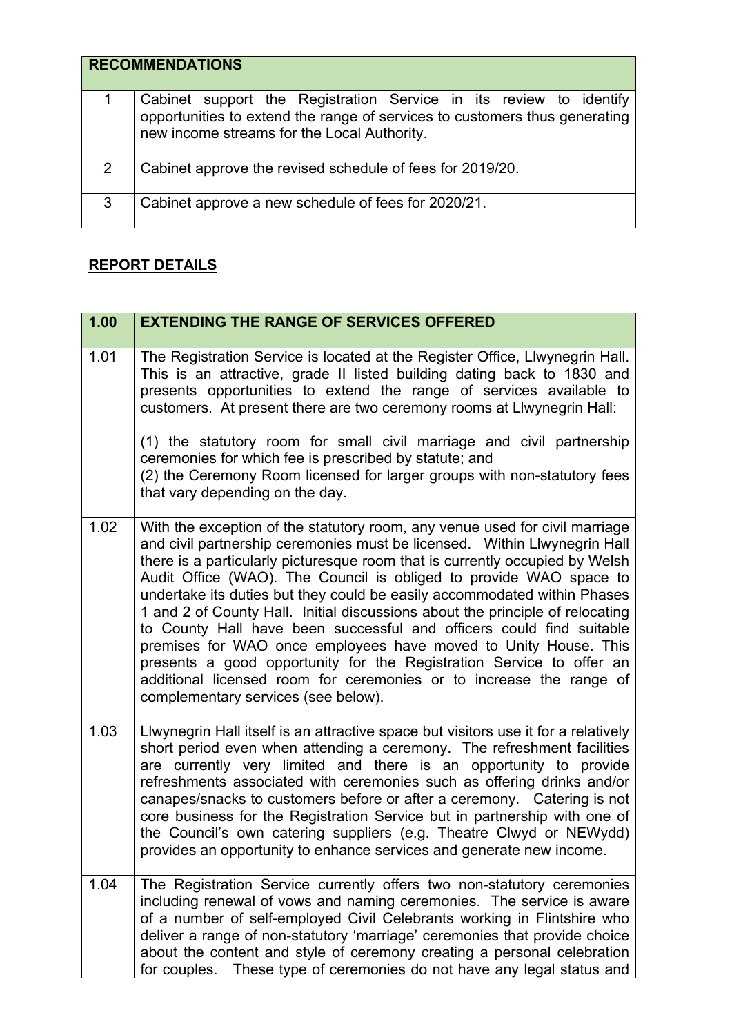| RECOMMENDATIONS | |
|---|---|
| 1 | Cabinet support the Registration Service in its review to identify opportunities to extend the range of services to customers thus generating new income streams for the Local Authority. |
| 2 | Cabinet approve the revised schedule of fees for 2019/20. |
| 3 | Cabinet approve a new schedule of fees for 2020/21. |

## REPORT DETAILS

| 1.00 | EXTENDING THE RANGE OF SERVICES OFFERED |
|---|---|
| 1.01 | The Registration Service is located at the Register Office, Llwynegrin Hall. This is an attractive, grade II listed building dating back to 1830 and presents opportunities to extend the range of services available to customers. At present there are two ceremony rooms at Llwynegrin Hall:<br><br>(1) the statutory room for small civil marriage and civil partnership ceremonies for which fee is prescribed by statute; and<br>(2) the Ceremony Room licensed for larger groups with non-statutory fees that vary depending on the day. |
| 1.02 | With the exception of the statutory room, any venue used for civil marriage and civil partnership ceremonies must be licensed. Within Llwynegrin Hall there is a particularly picturesque room that is currently occupied by Welsh Audit Office (WAO). The Council is obliged to provide WAO space to undertake its duties but they could be easily accommodated within Phases 1 and 2 of County Hall. Initial discussions about the principle of relocating to County Hall have been successful and officers could find suitable premises for WAO once employees have moved to Unity House. This presents a good opportunity for the Registration Service to offer an additional licensed room for ceremonies or to increase the range of complementary services (see below). |
| 1.03 | Llwynegrin Hall itself is an attractive space but visitors use it for a relatively short period even when attending a ceremony. The refreshment facilities are currently very limited and there is an opportunity to provide refreshments associated with ceremonies such as offering drinks and/or canapes/snacks to customers before or after a ceremony. Catering is not core business for the Registration Service but in partnership with one of the Council's own catering suppliers (e.g. Theatre Clwyd or NEWydd) provides an opportunity to enhance services and generate new income. |
| 1.04 | The Registration Service currently offers two non-statutory ceremonies including renewal of vows and naming ceremonies. The service is aware of a number of self-employed Civil Celebrants working in Flintshire who deliver a range of non-statutory 'marriage' ceremonies that provide choice about the content and style of ceremony creating a personal celebration for couples. These type of ceremonies do not have any legal status and |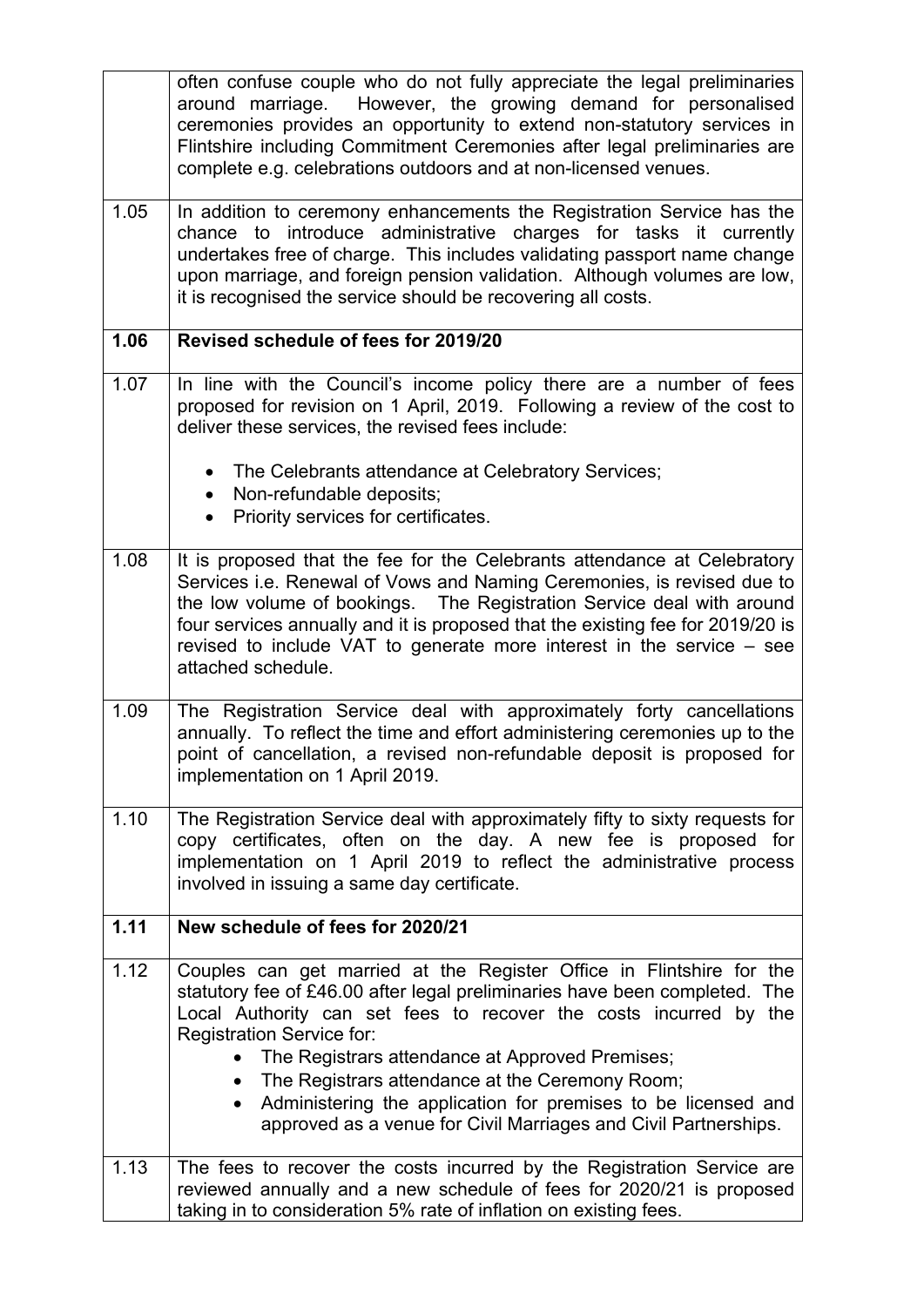| | |
|---|---|
| | often confuse couple who do not fully appreciate the legal preliminaries around marriage. However, the growing demand for personalised ceremonies provides an opportunity to extend non-statutory services in Flintshire including Commitment Ceremonies after legal preliminaries are complete e.g. celebrations outdoors and at non-licensed venues. |
| 1.05 | In addition to ceremony enhancements the Registration Service has the chance to introduce administrative charges for tasks it currently undertakes free of charge. This includes validating passport name change upon marriage, and foreign pension validation. Although volumes are low, it is recognised the service should be recovering all costs. |
| **1.06** | **Revised schedule of fees for 2019/20** |
| 1.07 | In line with the Council's income policy there are a number of fees proposed for revision on 1 April, 2019. Following a review of the cost to deliver these services, the revised fees include:<br><br>• The Celebrants attendance at Celebratory Services;<br>• Non-refundable deposits;<br>• Priority services for certificates. |
| 1.08 | It is proposed that the fee for the Celebrants attendance at Celebratory Services i.e. Renewal of Vows and Naming Ceremonies, is revised due to the low volume of bookings. The Registration Service deal with around four services annually and it is proposed that the existing fee for 2019/20 is revised to include VAT to generate more interest in the service – see attached schedule. |
| 1.09 | The Registration Service deal with approximately forty cancellations annually. To reflect the time and effort administering ceremonies up to the point of cancellation, a revised non-refundable deposit is proposed for implementation on 1 April 2019. |
| 1.10 | The Registration Service deal with approximately fifty to sixty requests for copy certificates, often on the day. A new fee is proposed for implementation on 1 April 2019 to reflect the administrative process involved in issuing a same day certificate. |
| **1.11** | **New schedule of fees for 2020/21** |
| 1.12 | Couples can get married at the Register Office in Flintshire for the statutory fee of £46.00 after legal preliminaries have been completed. The Local Authority can set fees to recover the costs incurred by the Registration Service for:<br>• The Registrars attendance at Approved Premises;<br>• The Registrars attendance at the Ceremony Room;<br>• Administering the application for premises to be licensed and approved as a venue for Civil Marriages and Civil Partnerships. |
| 1.13 | The fees to recover the costs incurred by the Registration Service are reviewed annually and a new schedule of fees for 2020/21 is proposed taking in to consideration 5% rate of inflation on existing fees. |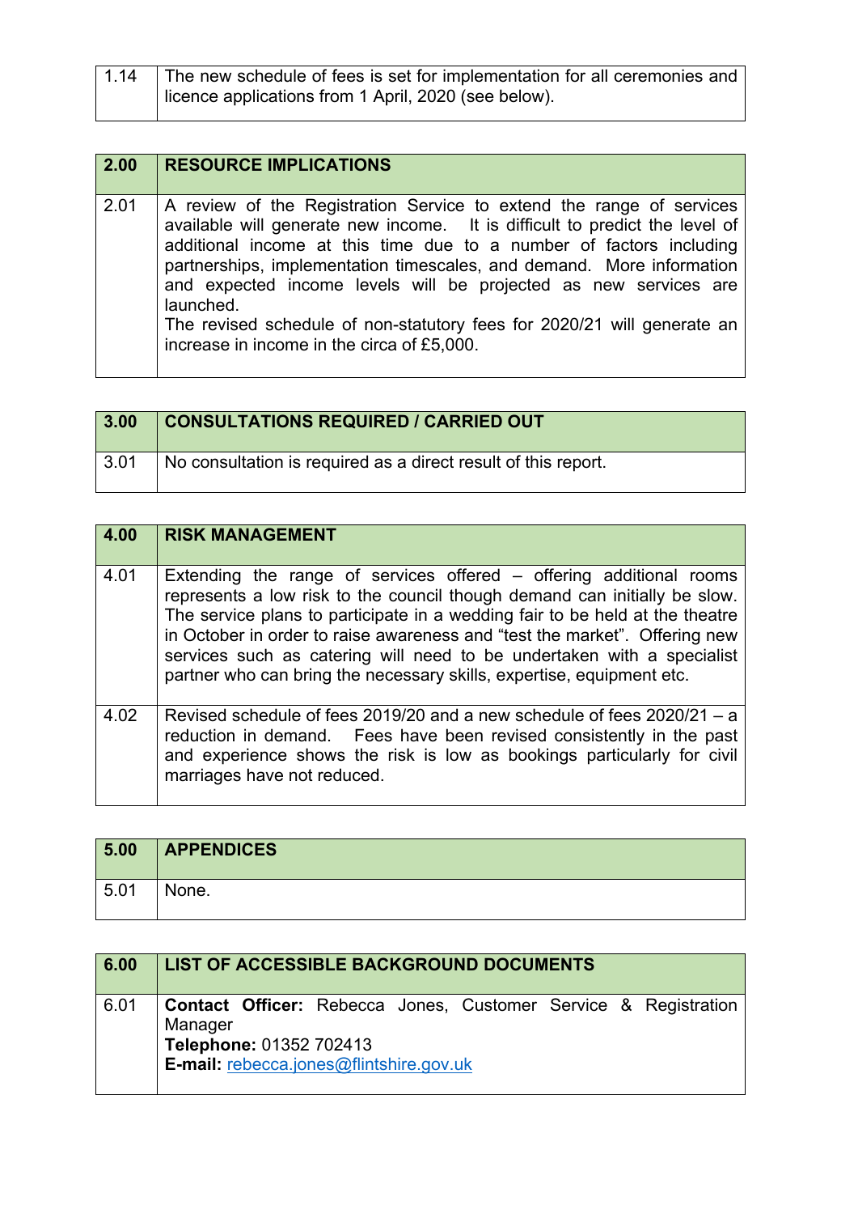| 1.14 | The new schedule of fees is set for implementation for all ceremonies and licence applications from 1 April, 2020 (see below). |
| --- | --- |

| 2.00 | **RESOURCE IMPLICATIONS** |
| --- | --- |
| 2.01 | A review of the Registration Service to extend the range of services available will generate new income. It is difficult to predict the level of additional income at this time due to a number of factors including partnerships, implementation timescales, and demand. More information and expected income levels will be projected as new services are launched.<br>The revised schedule of non-statutory fees for 2020/21 will generate an increase in income in the circa of £5,000. |

| 3.00 | **CONSULTATIONS REQUIRED / CARRIED OUT** |
| --- | --- |
| 3.01 | No consultation is required as a direct result of this report. |

| 4.00 | **RISK MANAGEMENT** |
| --- | --- |
| 4.01 | Extending the range of services offered – offering additional rooms represents a low risk to the council though demand can initially be slow. The service plans to participate in a wedding fair to be held at the theatre in October in order to raise awareness and "test the market". Offering new services such as catering will need to be undertaken with a specialist partner who can bring the necessary skills, expertise, equipment etc. |
| 4.02 | Revised schedule of fees 2019/20 and a new schedule of fees 2020/21 – a reduction in demand. Fees have been revised consistently in the past and experience shows the risk is low as bookings particularly for civil marriages have not reduced. |

| 5.00 | **APPENDICES** |
| --- | --- |
| 5.01 | None. |

| 6.00 | **LIST OF ACCESSIBLE BACKGROUND DOCUMENTS** |
| --- | --- |
| 6.01 | **Contact Officer:** Rebecca Jones, Customer Service & Registration Manager<br>**Telephone:** 01352 702413<br>**E-mail:** rebecca.jones@flintshire.gov.uk |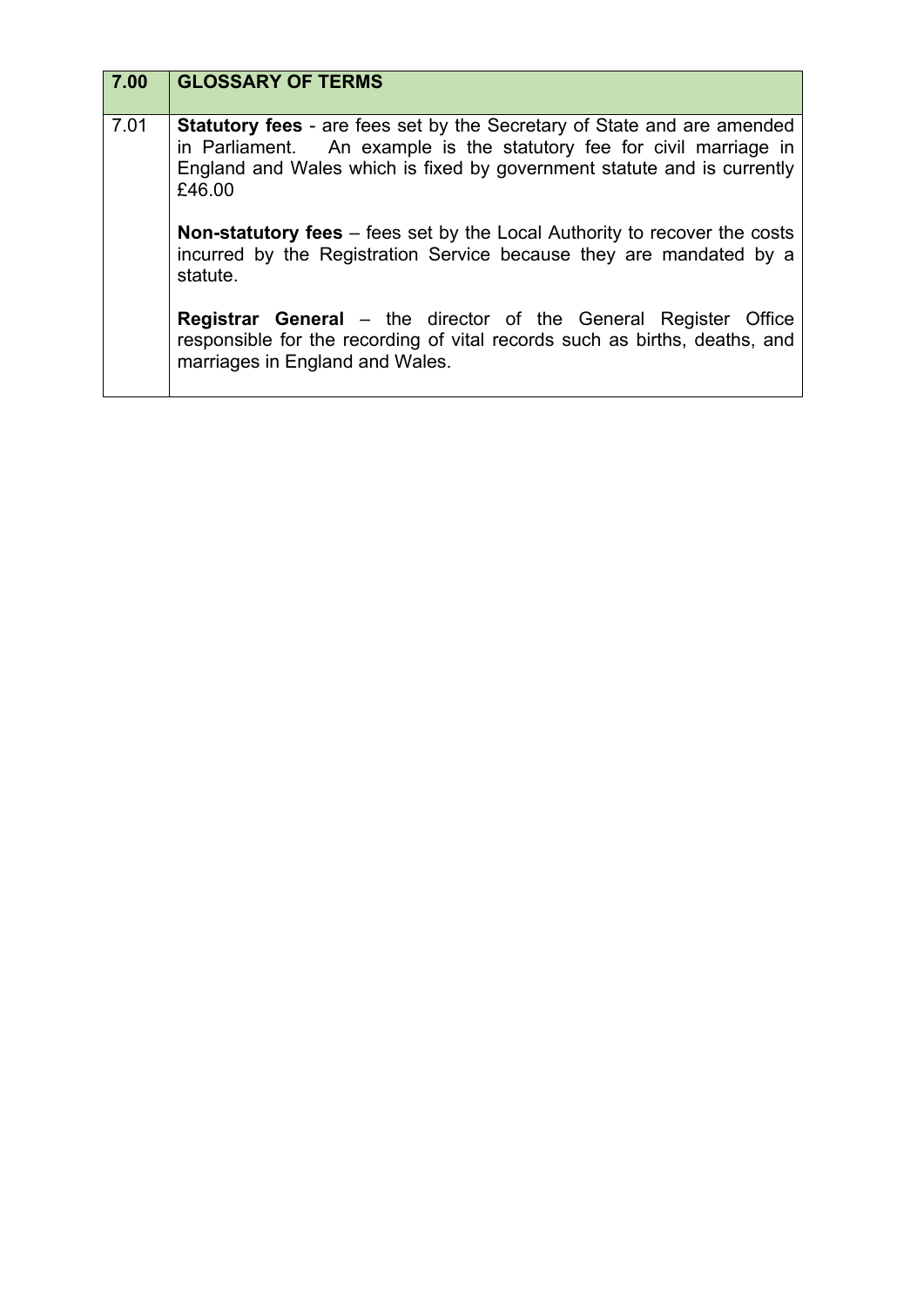| 7.00 | GLOSSARY OF TERMS |
| --- | --- |
| 7.01 | **Statutory fees** - are fees set by the Secretary of State and are amended in Parliament. An example is the statutory fee for civil marriage in England and Wales which is fixed by government statute and is currently £46.00<br><br>**Non-statutory fees** – fees set by the Local Authority to recover the costs incurred by the Registration Service because they are mandated by a statute.<br><br>**Registrar General** – the director of the General Register Office responsible for the recording of vital records such as births, deaths, and marriages in England and Wales. |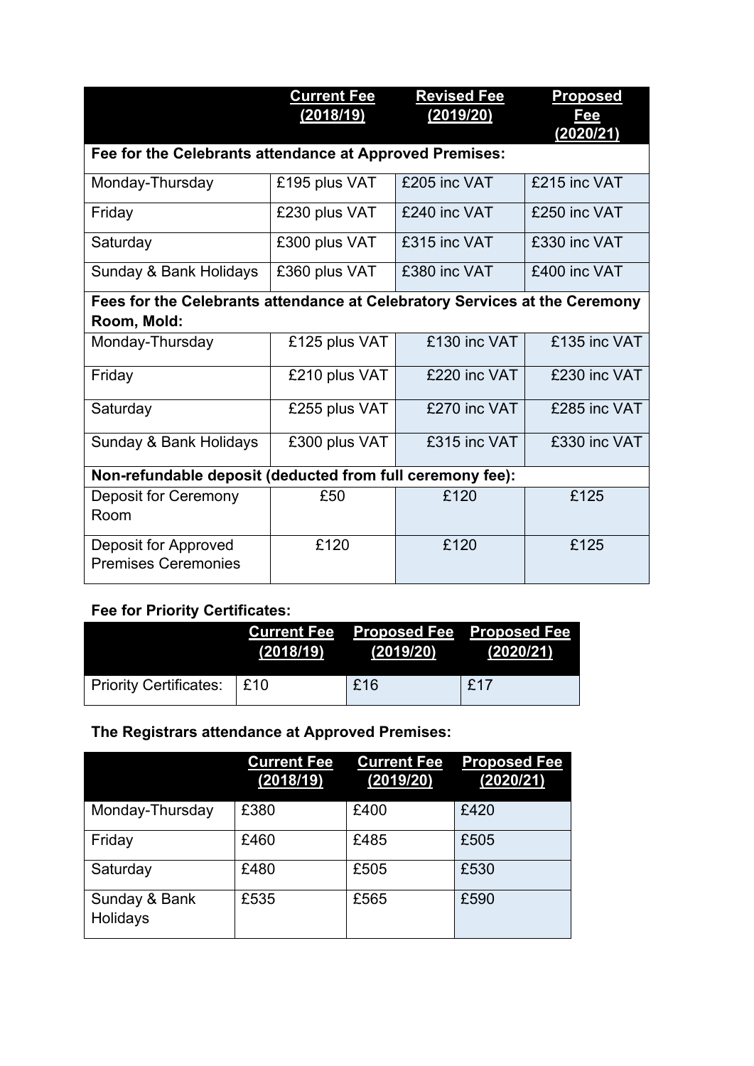| | Current Fee (2018/19) | Revised Fee (2019/20) | Proposed Fee (2020/21) |
|---|---|---|---|
| **Fee for the Celebrants attendance at Approved Premises:** | | | |
| Monday-Thursday | £195 plus VAT | £205 inc VAT | £215 inc VAT |
| Friday | £230 plus VAT | £240 inc VAT | £250 inc VAT |
| Saturday | £300 plus VAT | £315 inc VAT | £330 inc VAT |
| Sunday & Bank Holidays | £360 plus VAT | £380 inc VAT | £400 inc VAT |
| **Fees for the Celebrants attendance at Celebratory Services at the Ceremony Room, Mold:** | | | |
| Monday-Thursday | £125 plus VAT | £130 inc VAT | £135 inc VAT |
| Friday | £210 plus VAT | £220 inc VAT | £230 inc VAT |
| Saturday | £255 plus VAT | £270 inc VAT | £285 inc VAT |
| Sunday & Bank Holidays | £300 plus VAT | £315 inc VAT | £330 inc VAT |
| **Non-refundable deposit (deducted from full ceremony fee):** | | | |
| Deposit for Ceremony Room | £50 | £120 | £125 |
| Deposit for Approved Premises Ceremonies | £120 | £120 | £125 |

**Fee for Priority Certificates:**

| | Current Fee (2018/19) | Proposed Fee (2019/20) | Proposed Fee (2020/21) |
|---|---|---|---|
| Priority Certificates: | £10 | £16 | £17 |

**The Registrars attendance at Approved Premises:**

| | Current Fee (2018/19) | Current Fee (2019/20) | Proposed Fee (2020/21) |
|---|---|---|---|
| Monday-Thursday | £380 | £400 | £420 |
| Friday | £460 | £485 | £505 |
| Saturday | £480 | £505 | £530 |
| Sunday & Bank Holidays | £535 | £565 | £590 |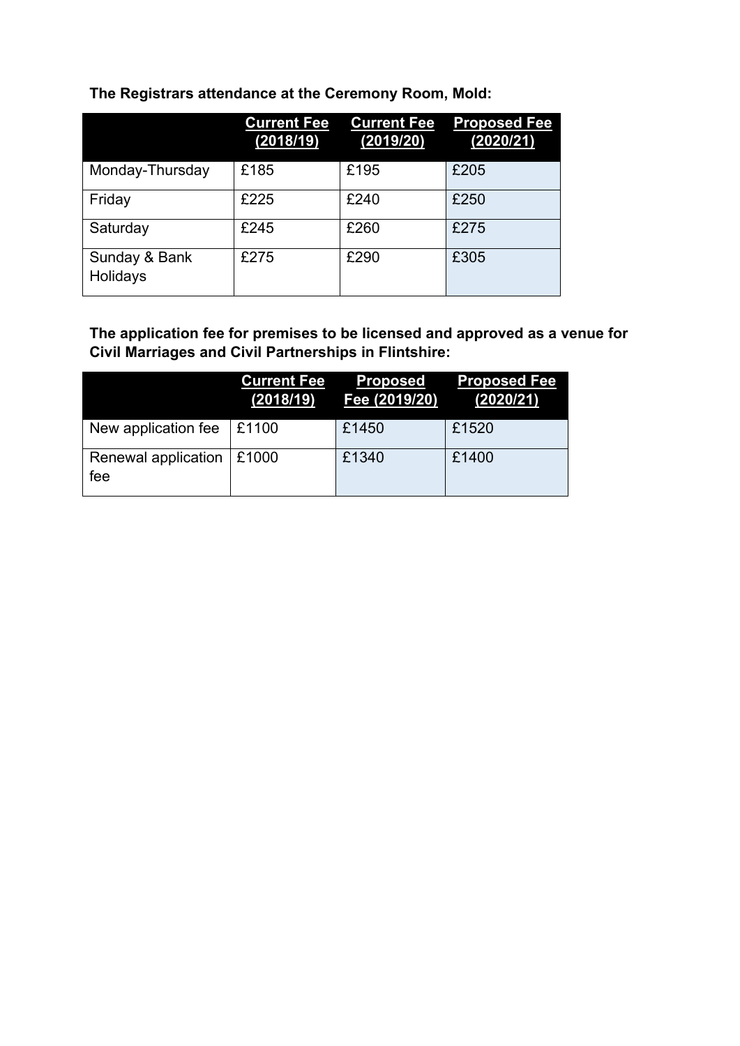**The Registrars attendance at the Ceremony Room, Mold:**

| | Current Fee (2018/19) | Current Fee (2019/20) | Proposed Fee (2020/21) |
|---|---|---|---|
| Monday-Thursday | £185 | £195 | £205 |
| Friday | £225 | £240 | £250 |
| Saturday | £245 | £260 | £275 |
| Sunday & Bank Holidays | £275 | £290 | £305 |

**The application fee for premises to be licensed and approved as a venue for Civil Marriages and Civil Partnerships in Flintshire:**

| | Current Fee (2018/19) | Proposed Fee (2019/20) | Proposed Fee (2020/21) |
|---|---|---|---|
| New application fee | £1100 | £1450 | £1520 |
| Renewal application fee | £1000 | £1340 | £1400 |